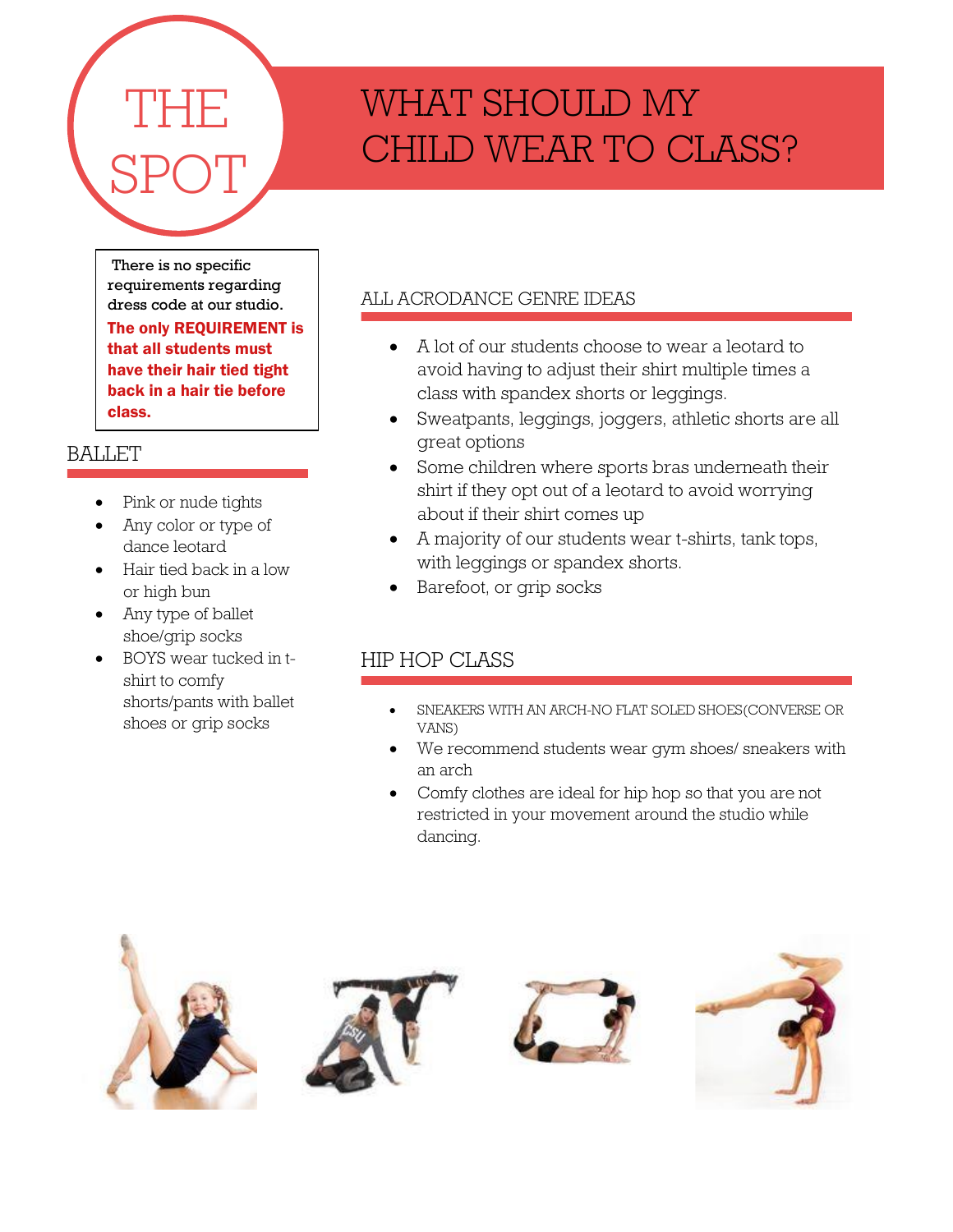# THE SPOT

# WHAT SHOULD MY CHILD WEAR TO CLASS?

There is no specific requirements regarding dress code at our studio.

**The only REQUIREMENT is that all students must have their hair tied tight back in a hair tie before class.**

## BALLET

- Pink or nude tights
- Any color or type of dance leotard
- Hair tied back in a low or high bun
- Any type of ballet shoe/grip socks
- BOYS wear tucked in t-shirt to comfy shorts/pants with ballet shoes or grip socks

## ALL ACRODANCE GENRE IDEAS

- A lot of our students choose to wear a leotard to avoid having to adjust their shirt multiple times a class with spandex shorts or leggings.
- Sweatpants, leggings, joggers, athletic shorts are all great options
- Some children where sports bras underneath their shirt if they opt out of a leotard to avoid worrying about if their shirt comes up
- A majority of our students wear t-shirts, tank tops, with leggings or spandex shorts.
- Barefoot, or grip socks

## HIP HOP CLASS

- SNEAKERS WITH AN ARCH-NO FLAT SOLED SHOES(CONVERSE OR VANS)
- We recommend students wear gym shoes/ sneakers with an arch
- Comfy clothes are ideal for hip hop so that you are not restricted in your movement around the studio while dancing.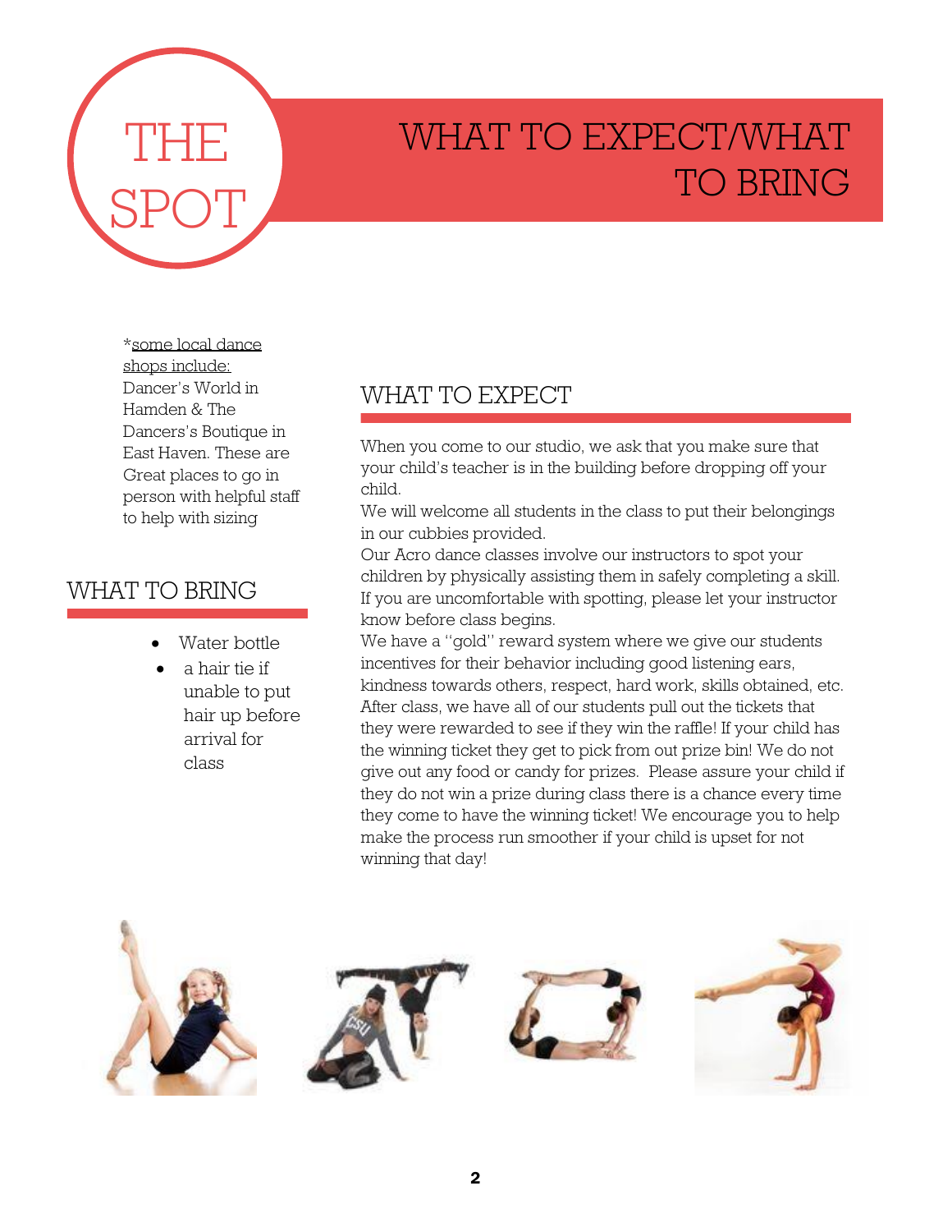# THE SPOT

# WHAT TO EXPECT/WHAT TO BRING

*some local dance shops include: Dancer's World in Hamden & The Dancers's Boutique in East Haven. These are Great places to go in person with helpful staff to help with sizing

## WHAT TO BRING

- Water bottle
- a hair tie if unable to put hair up before arrival for class

## WHAT TO EXPECT

When you come to our studio, we ask that you make sure that your child's teacher is in the building before dropping off your child.

We will welcome all students in the class to put their belongings in our cubbies provided.

Our Acro dance classes involve our instructors to spot your children by physically assisting them in safely completing a skill. If you are uncomfortable with spotting, please let your instructor know before class begins.

We have a "gold" reward system where we give our students incentives for their behavior including good listening ears, kindness towards others, respect, hard work, skills obtained, etc. After class, we have all of our students pull out the tickets that they were rewarded to see if they win the raffle! If your child has the winning ticket they get to pick from out prize bin! We do not give out any food or candy for prizes. Please assure your child if they do not win a prize during class there is a chance every time they come to have the winning ticket! We encourage you to help make the process run smoother if your child is upset for not winning that day!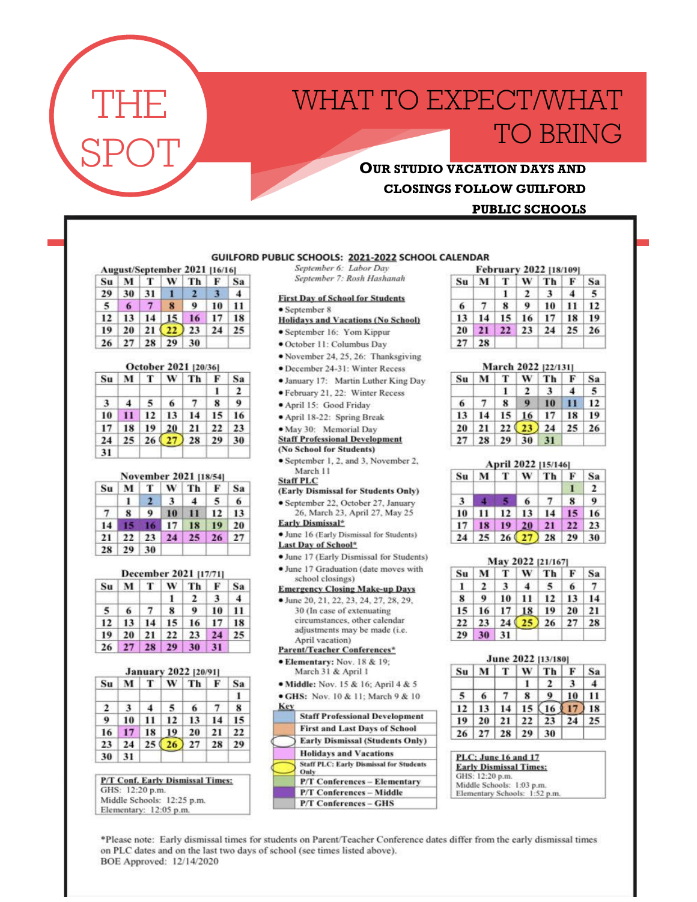# THE SPOT

## WHAT TO EXPECT/WHAT TO BRING

**OUR STUDIO VACATION DAYS AND CLOSINGS FOLLOW GUILFORD PUBLIC SCHOOLS**

### GUILFORD PUBLIC SCHOOLS: 2021-2022 SCHOOL CALENDAR

**August/September 2021 [16/16]**

| Su | M | T | W | Th | F | Sa |
|---|---|---|---|---|---|---|
| 29 | 30 | 31 | 1 | 2 | 3 | 4 |
| 5 | 6 | 7 | 8 | 9 | 10 | 11 |
| 12 | 13 | 14 | 15 | 16 | 17 | 18 |
| 19 | 20 | 21 | 22 | 23 | 24 | 25 |
| 26 | 27 | 28 | 29 | 30 | | |

**October 2021 [20/36]**

| Su | M | T | W | Th | F | Sa |
|---|---|---|---|---|---|---|
| | | | | | 1 | 2 |
| 3 | 4 | 5 | 6 | 7 | 8 | 9 |
| 10 | 11 | 12 | 13 | 14 | 15 | 16 |
| 17 | 18 | 19 | 20 | 21 | 22 | 23 |
| 24 | 25 | 26 | 27 | 28 | 29 | 30 |
| 31 | | | | | | |

**November 2021 [18/54]**

| Su | M | T | W | Th | F | Sa |
|---|---|---|---|---|---|---|
| | 1 | 2 | 3 | 4 | 5 | 6 |
| 7 | 8 | 9 | 10 | 11 | 12 | 13 |
| 14 | 15 | 16 | 17 | 18 | 19 | 20 |
| 21 | 22 | 23 | 24 | 25 | 26 | 27 |
| 28 | 29 | 30 | | | | |

**December 2021 [17/71]**

| Su | M | T | W | Th | F | Sa |
|---|---|---|---|---|---|---|
| | | | 1 | 2 | 3 | 4 |
| 5 | 6 | 7 | 8 | 9 | 10 | 11 |
| 12 | 13 | 14 | 15 | 16 | 17 | 18 |
| 19 | 20 | 21 | 22 | 23 | 24 | 25 |
| 26 | 27 | 28 | 29 | 30 | 31 | |

**January 2022 [20/91]**

| Su | M | T | W | Th | F | Sa |
|---|---|---|---|---|---|---|
| | | | | | | 1 |
| 2 | 3 | 4 | 5 | 6 | 7 | 8 |
| 9 | 10 | 11 | 12 | 13 | 14 | 15 |
| 16 | 17 | 18 | 19 | 20 | 21 | 22 |
| 23 | 24 | 25 | 26 | 27 | 28 | 29 |
| 30 | 31 | | | | | |

**P/T Conf. Early Dismissal Times:**
GHS: 12:20 p.m.
Middle Schools: 12:25 p.m.
Elementary: 12:05 p.m.

*September 6: Labor Day*
*September 7: Rosh Hashanah*

**First Day of School for Students**
- September 8

**Holidays and Vacations (No School)**
- September 16: Yom Kippur
- October 11: Columbus Day
- November 24, 25, 26: Thanksgiving
- December 24-31: Winter Recess
- January 17: Martin Luther King Day
- February 21, 22: Winter Recess
- April 15: Good Friday
- April 18-22: Spring Break
- May 30: Memorial Day

**Staff Professional Development (No School for Students)**
- September 1, 2, and 3, November 2, March 11

**Staff PLC (Early Dismissal for Students Only)**
- September 22, October 27, January 26, March 23, April 27, May 25

**Early Dismissal***
- June 16 (Early Dismissal for Students)

**Last Day of School***
- June 17 (Early Dismissal for Students)
- June 17 Graduation (date moves with school closings)

**Emergency Closing Make-up Days**
- June 20, 21, 22, 23, 24, 27, 28, 29, 30 (In case of extenuating circumstances, other calendar adjustments may be made (i.e. April vacation)

**Parent/Teacher Conferences***
- **Elementary:** Nov. 18 & 19; March 31 & April 1
- **Middle:** Nov. 15 & 16; April 4 & 5
- **GHS:** Nov. 10 & 11; March 9 & 10

**Key**
- Staff Professional Development
- First and Last Days of School
- Early Dismissal (Students Only)
- Holidays and Vacations
- Staff PLC: Early Dismissal for Students Only
- P/T Conferences – Elementary
- P/T Conferences – Middle
- P/T Conferences – GHS

**February 2022 [18/109]**

| Su | M | T | W | Th | F | Sa |
|---|---|---|---|---|---|---|
| | | 1 | 2 | 3 | 4 | 5 |
| 6 | 7 | 8 | 9 | 10 | 11 | 12 |
| 13 | 14 | 15 | 16 | 17 | 18 | 19 |
| 20 | 21 | 22 | 23 | 24 | 25 | 26 |
| 27 | 28 | | | | | |

**March 2022 [22/131]**

| Su | M | T | W | Th | F | Sa |
|---|---|---|---|---|---|---|
| | | 1 | 2 | 3 | 4 | 5 |
| 6 | 7 | 8 | 9 | 10 | 11 | 12 |
| 13 | 14 | 15 | 16 | 17 | 18 | 19 |
| 20 | 21 | 22 | 23 | 24 | 25 | 26 |
| 27 | 28 | 29 | 30 | 31 | | |

**April 2022 [15/146]**

| Su | M | T | W | Th | F | Sa |
|---|---|---|---|---|---|---|
| | | | | | 1 | 2 |
| 3 | 4 | 5 | 6 | 7 | 8 | 9 |
| 10 | 11 | 12 | 13 | 14 | 15 | 16 |
| 17 | 18 | 19 | 20 | 21 | 22 | 23 |
| 24 | 25 | 26 | 27 | 28 | 29 | 30 |

**May 2022 [21/167]**

| Su | M | T | W | Th | F | Sa |
|---|---|---|---|---|---|---|
| 1 | 2 | 3 | 4 | 5 | 6 | 7 |
| 8 | 9 | 10 | 11 | 12 | 13 | 14 |
| 15 | 16 | 17 | 18 | 19 | 20 | 21 |
| 22 | 23 | 24 | 25 | 26 | 27 | 28 |
| 29 | 30 | 31 | | | | |

**June 2022 [13/180]**

| Su | M | T | W | Th | F | Sa |
|---|---|---|---|---|---|---|
| | | | 1 | 2 | 3 | 4 |
| 5 | 6 | 7 | 8 | 9 | 10 | 11 |
| 12 | 13 | 14 | 15 | 16 | 17 | 18 |
| 19 | 20 | 21 | 22 | 23 | 24 | 25 |
| 26 | 27 | 28 | 29 | 30 | | |

**PLC: June 16 and 17**
**Early Dismissal Times:**
GHS: 12:20 p.m.
Middle Schools: 1:03 p.m.
Elementary Schools: 1:52 p.m.

*Please note: Early dismissal times for students on Parent/Teacher Conference dates differ from the early dismissal times on PLC dates and on the last two days of school (see times listed above).
BOE Approved: 12/14/2020